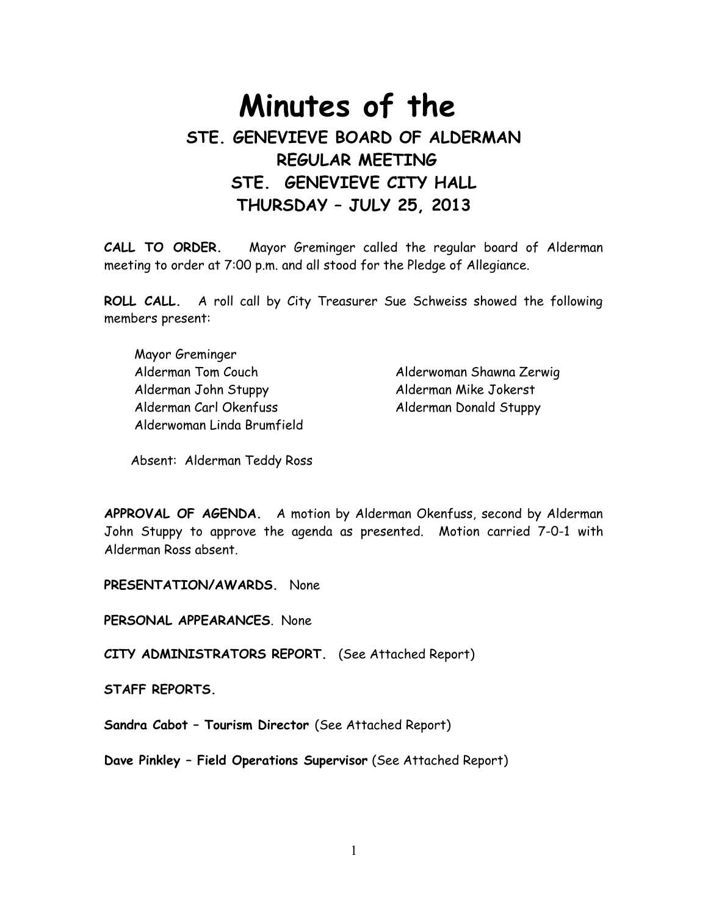# Minutes of the

## STE. GENEVIEVE BOARD OF ALDERMAN
## REGULAR MEETING
## STE. GENEVIEVE CITY HALL
## THURSDAY – JULY 25, 2013

**CALL TO ORDER.** Mayor Greminger called the regular board of Alderman meeting to order at 7:00 p.m. and all stood for the Pledge of Allegiance.

**ROLL CALL.** A roll call by City Treasurer Sue Schweiss showed the following members present:

Mayor Greminger
Alderman Tom Couch
Alderman John Stuppy
Alderman Carl Okenfuss
Alderwoman Linda Brumfield
Alderwoman Shawna Zerwig
Alderman Mike Jokerst
Alderman Donald Stuppy

Absent: Alderman Teddy Ross

**APPROVAL OF AGENDA.** A motion by Alderman Okenfuss, second by Alderman John Stuppy to approve the agenda as presented. Motion carried 7-0-1 with Alderman Ross absent.

**PRESENTATION/AWARDS.** None

**PERSONAL APPEARANCES**. None

**CITY ADMINISTRATORS REPORT.** (See Attached Report)

**STAFF REPORTS.**

**Sandra Cabot – Tourism Director** (See Attached Report)

**Dave Pinkley – Field Operations Supervisor** (See Attached Report)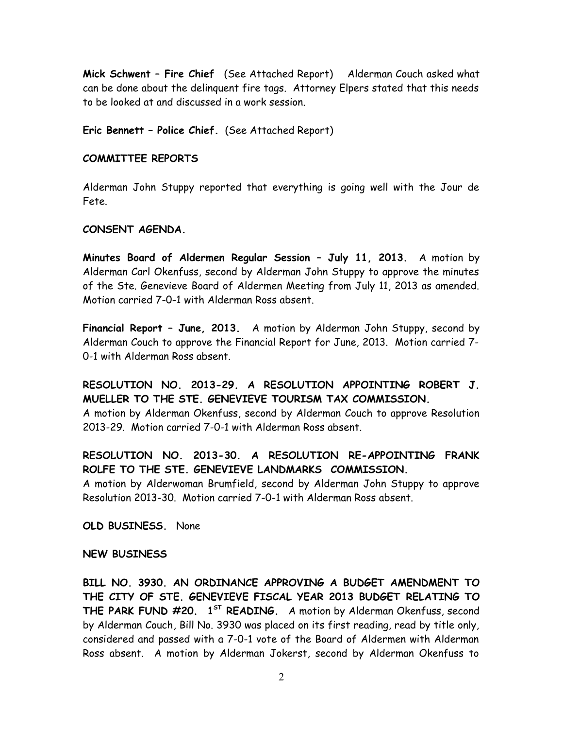**Mick Schwent – Fire Chief** (See Attached Report) Alderman Couch asked what can be done about the delinquent fire tags. Attorney Elpers stated that this needs to be looked at and discussed in a work session.

**Eric Bennett – Police Chief.** (See Attached Report)

**COMMITTEE REPORTS**

Alderman John Stuppy reported that everything is going well with the Jour de Fete.

**CONSENT AGENDA.**

**Minutes Board of Aldermen Regular Session – July 11, 2013.** A motion by Alderman Carl Okenfuss, second by Alderman John Stuppy to approve the minutes of the Ste. Genevieve Board of Aldermen Meeting from July 11, 2013 as amended. Motion carried 7-0-1 with Alderman Ross absent.

**Financial Report – June, 2013.** A motion by Alderman John Stuppy, second by Alderman Couch to approve the Financial Report for June, 2013. Motion carried 7-0-1 with Alderman Ross absent.

**RESOLUTION NO. 2013-29. A RESOLUTION APPOINTING ROBERT J. MUELLER TO THE STE. GENEVIEVE TOURISM TAX COMMISSION.**
A motion by Alderman Okenfuss, second by Alderman Couch to approve Resolution 2013-29. Motion carried 7-0-1 with Alderman Ross absent.

**RESOLUTION NO. 2013-30. A RESOLUTION RE-APPOINTING FRANK ROLFE TO THE STE. GENEVIEVE LANDMARKS COMMISSION.**
A motion by Alderwoman Brumfield, second by Alderman John Stuppy to approve Resolution 2013-30. Motion carried 7-0-1 with Alderman Ross absent.

**OLD BUSINESS.** None

**NEW BUSINESS**

**BILL NO. 3930. AN ORDINANCE APPROVING A BUDGET AMENDMENT TO THE CITY OF STE. GENEVIEVE FISCAL YEAR 2013 BUDGET RELATING TO THE PARK FUND #20. 1ST READING.** A motion by Alderman Okenfuss, second by Alderman Couch, Bill No. 3930 was placed on its first reading, read by title only, considered and passed with a 7-0-1 vote of the Board of Aldermen with Alderman Ross absent. A motion by Alderman Jokerst, second by Alderman Okenfuss to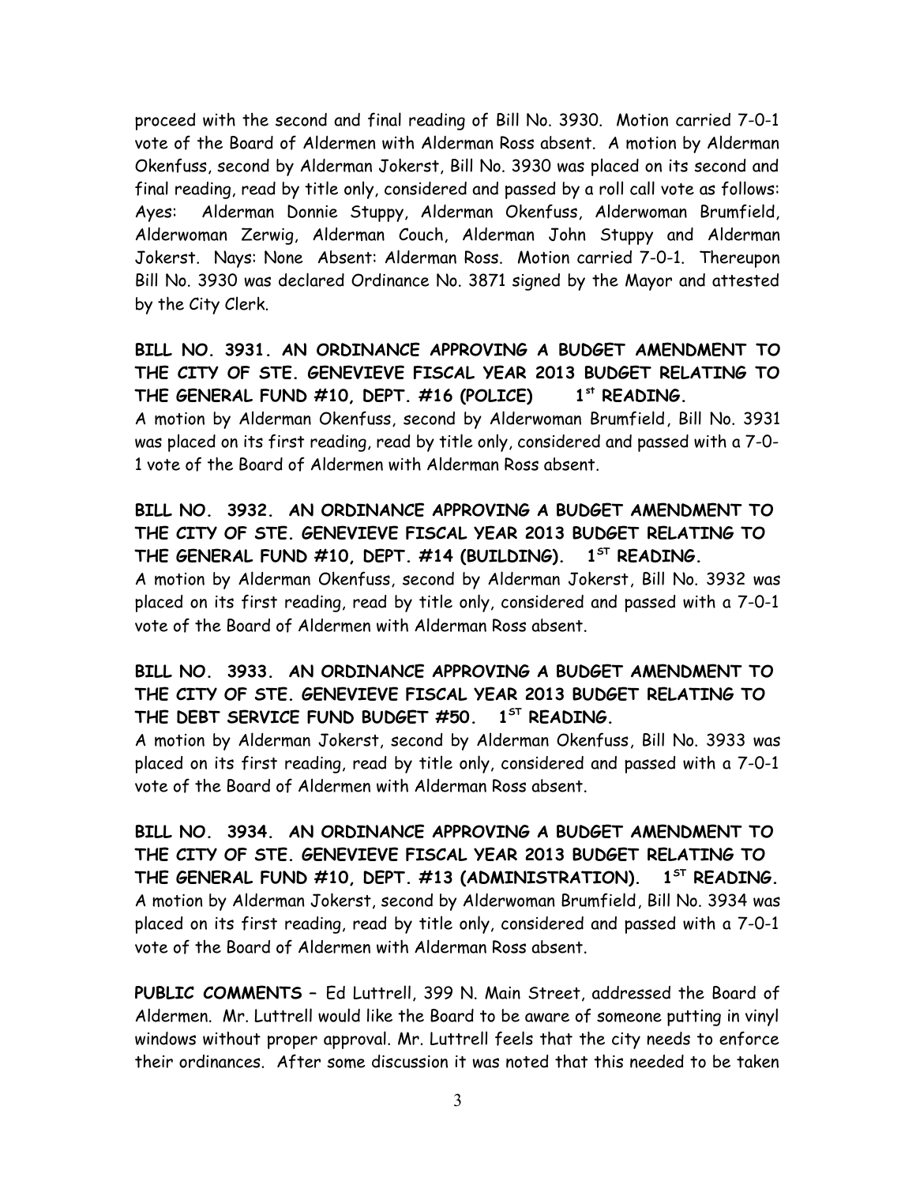proceed with the second and final reading of Bill No. 3930. Motion carried 7-0-1 vote of the Board of Aldermen with Alderman Ross absent. A motion by Alderman Okenfuss, second by Alderman Jokerst, Bill No. 3930 was placed on its second and final reading, read by title only, considered and passed by a roll call vote as follows: Ayes: Alderman Donnie Stuppy, Alderman Okenfuss, Alderwoman Brumfield, Alderwoman Zerwig, Alderman Couch, Alderman John Stuppy and Alderman Jokerst. Nays: None Absent: Alderman Ross. Motion carried 7-0-1. Thereupon Bill No. 3930 was declared Ordinance No. 3871 signed by the Mayor and attested by the City Clerk.

**BILL NO. 3931. AN ORDINANCE APPROVING A BUDGET AMENDMENT TO THE CITY OF STE. GENEVIEVE FISCAL YEAR 2013 BUDGET RELATING TO THE GENERAL FUND #10, DEPT. #16 (POLICE) 1st READING.**
A motion by Alderman Okenfuss, second by Alderwoman Brumfield, Bill No. 3931 was placed on its first reading, read by title only, considered and passed with a 7-0-1 vote of the Board of Aldermen with Alderman Ross absent.

**BILL NO. 3932. AN ORDINANCE APPROVING A BUDGET AMENDMENT TO THE CITY OF STE. GENEVIEVE FISCAL YEAR 2013 BUDGET RELATING TO THE GENERAL FUND #10, DEPT. #14 (BUILDING). 1ST READING.**
A motion by Alderman Okenfuss, second by Alderman Jokerst, Bill No. 3932 was placed on its first reading, read by title only, considered and passed with a 7-0-1 vote of the Board of Aldermen with Alderman Ross absent.

**BILL NO. 3933. AN ORDINANCE APPROVING A BUDGET AMENDMENT TO THE CITY OF STE. GENEVIEVE FISCAL YEAR 2013 BUDGET RELATING TO THE DEBT SERVICE FUND BUDGET #50. 1ST READING.**
A motion by Alderman Jokerst, second by Alderman Okenfuss, Bill No. 3933 was placed on its first reading, read by title only, considered and passed with a 7-0-1 vote of the Board of Aldermen with Alderman Ross absent.

**BILL NO. 3934. AN ORDINANCE APPROVING A BUDGET AMENDMENT TO THE CITY OF STE. GENEVIEVE FISCAL YEAR 2013 BUDGET RELATING TO THE GENERAL FUND #10, DEPT. #13 (ADMINISTRATION). 1ST READING.**
A motion by Alderman Jokerst, second by Alderwoman Brumfield, Bill No. 3934 was placed on its first reading, read by title only, considered and passed with a 7-0-1 vote of the Board of Aldermen with Alderman Ross absent.

**PUBLIC COMMENTS –** Ed Luttrell, 399 N. Main Street, addressed the Board of Aldermen. Mr. Luttrell would like the Board to be aware of someone putting in vinyl windows without proper approval. Mr. Luttrell feels that the city needs to enforce their ordinances. After some discussion it was noted that this needed to be taken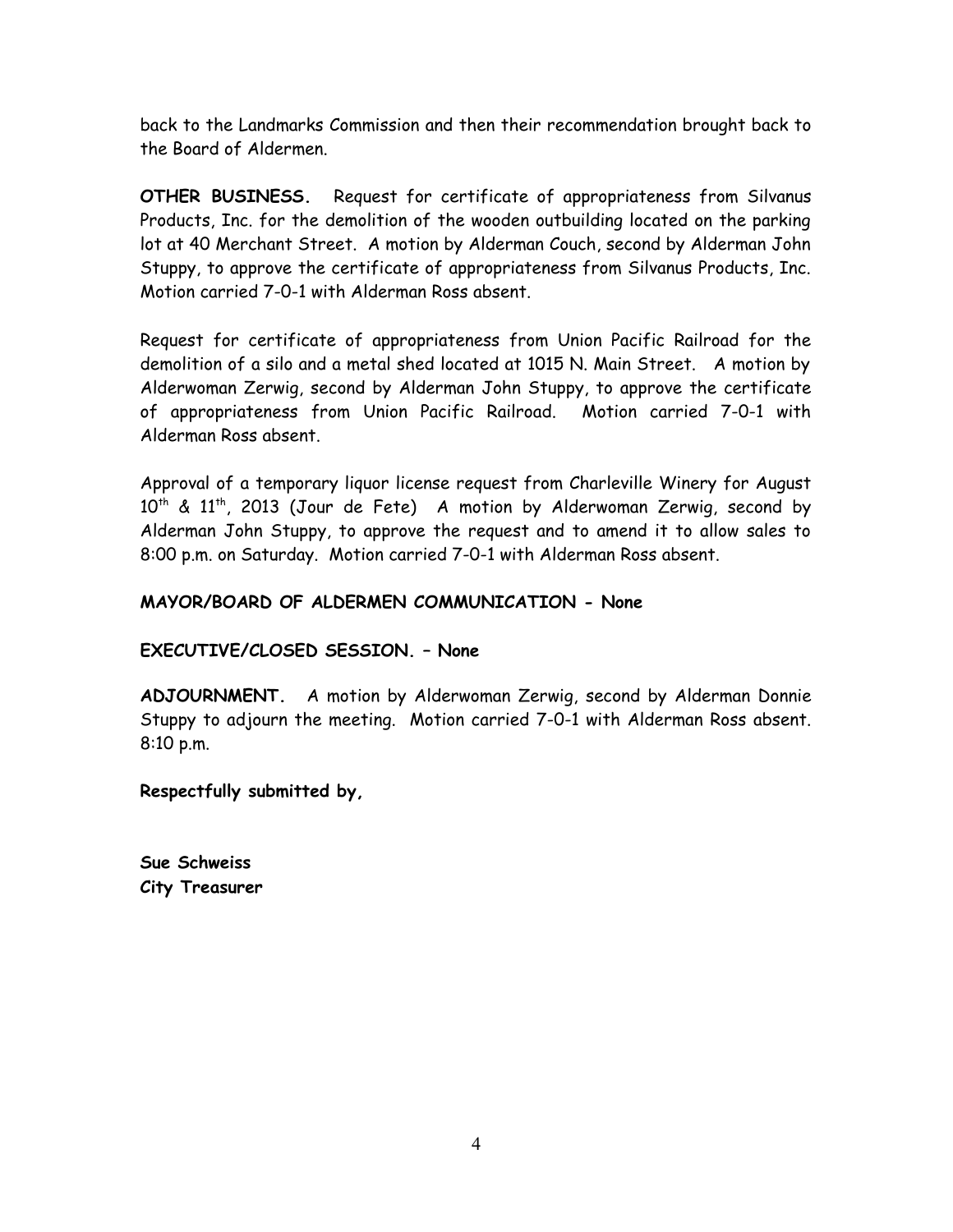back to the Landmarks Commission and then their recommendation brought back to the Board of Aldermen.

**OTHER BUSINESS.** Request for certificate of appropriateness from Silvanus Products, Inc. for the demolition of the wooden outbuilding located on the parking lot at 40 Merchant Street. A motion by Alderman Couch, second by Alderman John Stuppy, to approve the certificate of appropriateness from Silvanus Products, Inc. Motion carried 7-0-1 with Alderman Ross absent.

Request for certificate of appropriateness from Union Pacific Railroad for the demolition of a silo and a metal shed located at 1015 N. Main Street. A motion by Alderwoman Zerwig, second by Alderman John Stuppy, to approve the certificate of appropriateness from Union Pacific Railroad. Motion carried 7-0-1 with Alderman Ross absent.

Approval of a temporary liquor license request from Charleville Winery for August 10th & 11th, 2013 (Jour de Fete) A motion by Alderwoman Zerwig, second by Alderman John Stuppy, to approve the request and to amend it to allow sales to 8:00 p.m. on Saturday. Motion carried 7-0-1 with Alderman Ross absent.

**MAYOR/BOARD OF ALDERMEN COMMUNICATION - None**

**EXECUTIVE/CLOSED SESSION. – None**

**ADJOURNMENT.** A motion by Alderwoman Zerwig, second by Alderman Donnie Stuppy to adjourn the meeting. Motion carried 7-0-1 with Alderman Ross absent. 8:10 p.m.

**Respectfully submitted by,**

**Sue Schweiss**
**City Treasurer**